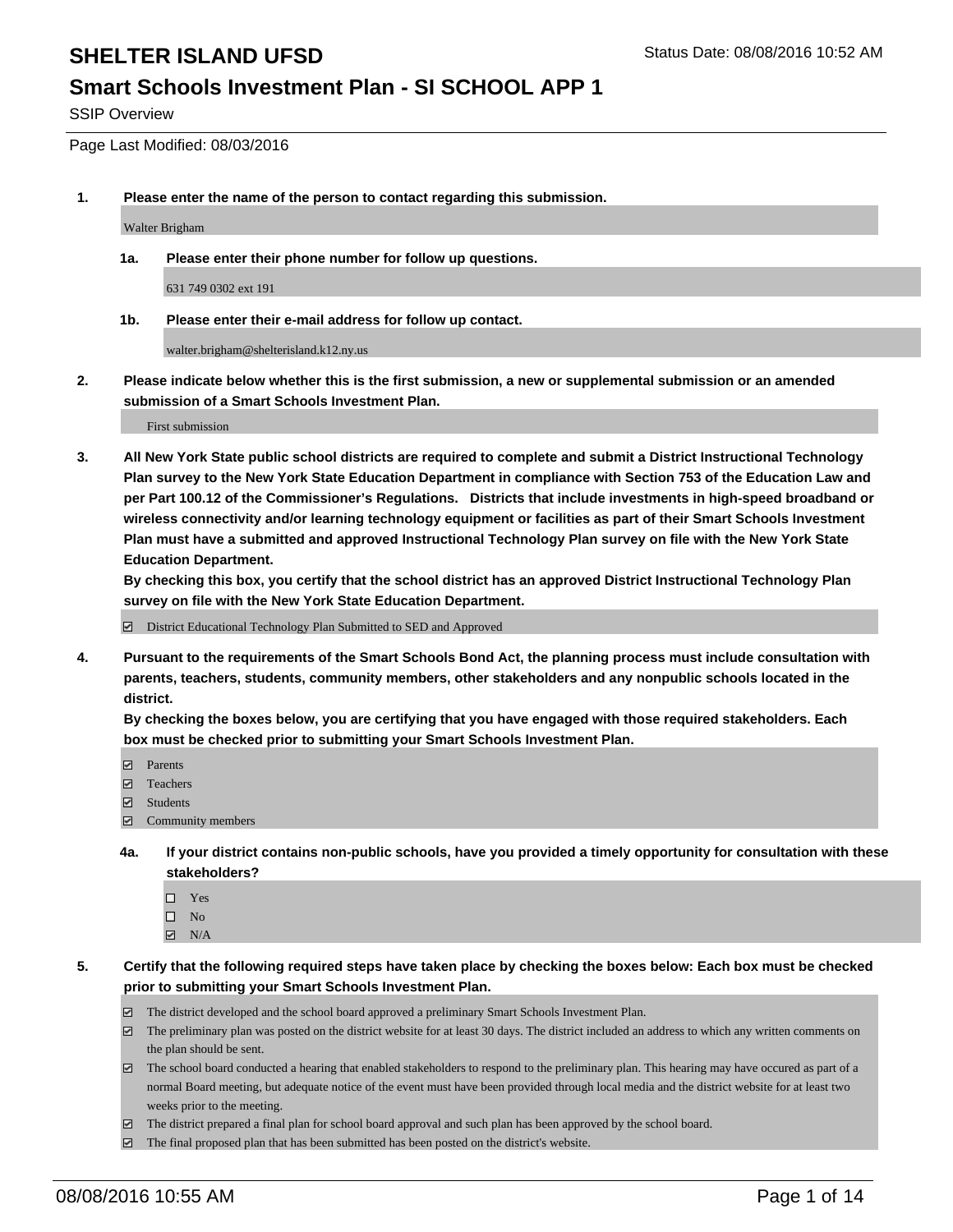# SHELTER ISLAND UFSD

Status Date: 08/08/2016 10:52 AM

## Smart Schools Investment Plan - SI SCHOOL APP 1

SSIP Overview

Page Last Modified: 08/03/2016

**1. Please enter the name of the person to contact regarding this submission.**

Walter Brigham

**1a. Please enter their phone number for follow up questions.**

631 749 0302 ext 191

**1b. Please enter their e-mail address for follow up contact.**

walter.brigham@shelterisland.k12.ny.us

**2. Please indicate below whether this is the first submission, a new or supplemental submission or an amended submission of a Smart Schools Investment Plan.**

First submission

**3. All New York State public school districts are required to complete and submit a District Instructional Technology Plan survey to the New York State Education Department in compliance with Section 753 of the Education Law and per Part 100.12 of the Commissioner's Regulations. Districts that include investments in high-speed broadband or wireless connectivity and/or learning technology equipment or facilities as part of their Smart Schools Investment Plan must have a submitted and approved Instructional Technology Plan survey on file with the New York State Education Department.**

**By checking this box, you certify that the school district has an approved District Instructional Technology Plan survey on file with the New York State Education Department.**

☑ District Educational Technology Plan Submitted to SED and Approved

**4. Pursuant to the requirements of the Smart Schools Bond Act, the planning process must include consultation with parents, teachers, students, community members, other stakeholders and any nonpublic schools located in the district.**

**By checking the boxes below, you are certifying that you have engaged with those required stakeholders. Each box must be checked prior to submitting your Smart Schools Investment Plan.**

☑ Parents
☑ Teachers
☑ Students
☑ Community members

**4a. If your district contains non-public schools, have you provided a timely opportunity for consultation with these stakeholders?**

☐ Yes
☐ No
☑ N/A

**5. Certify that the following required steps have taken place by checking the boxes below: Each box must be checked prior to submitting your Smart Schools Investment Plan.**

☑ The district developed and the school board approved a preliminary Smart Schools Investment Plan.
☑ The preliminary plan was posted on the district website for at least 30 days. The district included an address to which any written comments on the plan should be sent.
☑ The school board conducted a hearing that enabled stakeholders to respond to the preliminary plan. This hearing may have occured as part of a normal Board meeting, but adequate notice of the event must have been provided through local media and the district website for at least two weeks prior to the meeting.
☑ The district prepared a final plan for school board approval and such plan has been approved by the school board.
☑ The final proposed plan that has been submitted has been posted on the district's website.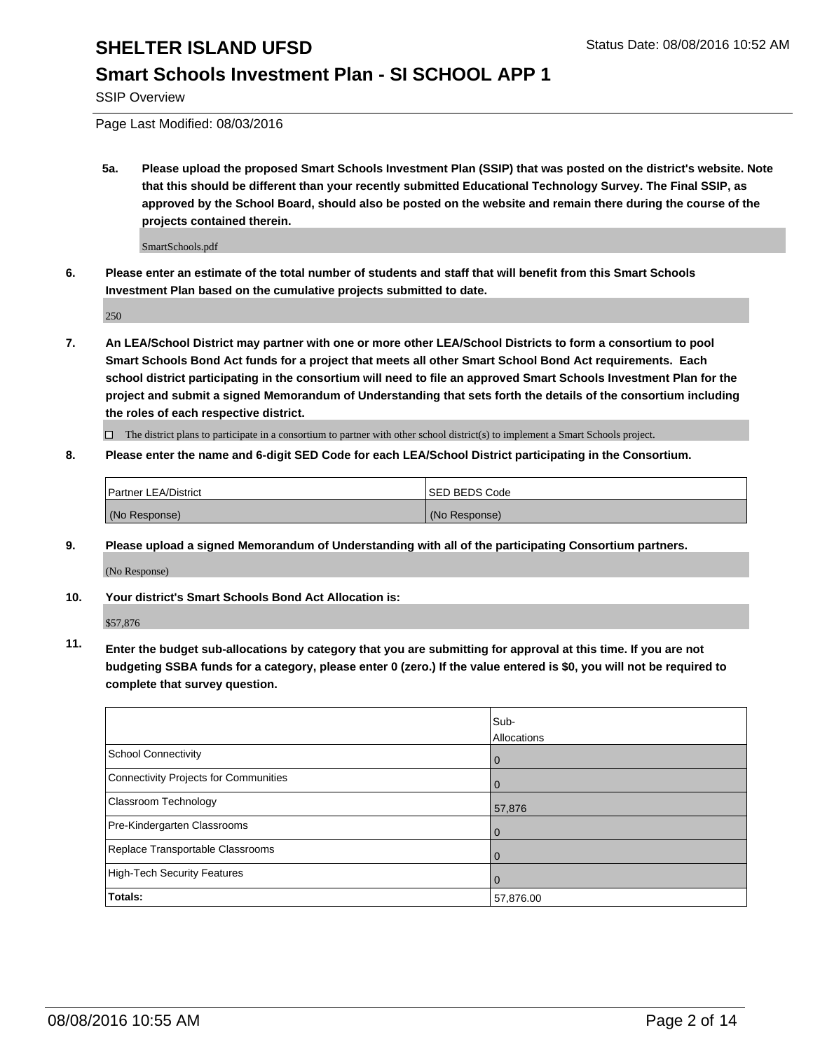SSIP Overview

Page Last Modified: 08/03/2016

**5a. Please upload the proposed Smart Schools Investment Plan (SSIP) that was posted on the district's website. Note that this should be different than your recently submitted Educational Technology Survey. The Final SSIP, as approved by the School Board, should also be posted on the website and remain there during the course of the projects contained therein.**

SmartSchools.pdf

**6. Please enter an estimate of the total number of students and staff that will benefit from this Smart Schools Investment Plan based on the cumulative projects submitted to date.**

250

**7. An LEA/School District may partner with one or more other LEA/School Districts to form a consortium to pool Smart Schools Bond Act funds for a project that meets all other Smart School Bond Act requirements. Each school district participating in the consortium will need to file an approved Smart Schools Investment Plan for the project and submit a signed Memorandum of Understanding that sets forth the details of the consortium including the roles of each respective district.**

☐ The district plans to participate in a consortium to partner with other school district(s) to implement a Smart Schools project.

**8. Please enter the name and 6-digit SED Code for each LEA/School District participating in the Consortium.**

| Partner LEA/District | SED BEDS Code |
| --- | --- |
| (No Response) | (No Response) |

**9. Please upload a signed Memorandum of Understanding with all of the participating Consortium partners.**

(No Response)

**10. Your district's Smart Schools Bond Act Allocation is:**

$57,876

**11. Enter the budget sub-allocations by category that you are submitting for approval at this time. If you are not budgeting SSBA funds for a category, please enter 0 (zero.) If the value entered is $0, you will not be required to complete that survey question.**

| | Sub-Allocations |
| --- | --- |
| School Connectivity | 0 |
| Connectivity Projects for Communities | 0 |
| Classroom Technology | 57,876 |
| Pre-Kindergarten Classrooms | 0 |
| Replace Transportable Classrooms | 0 |
| High-Tech Security Features | 0 |
| **Totals:** | 57,876.00 |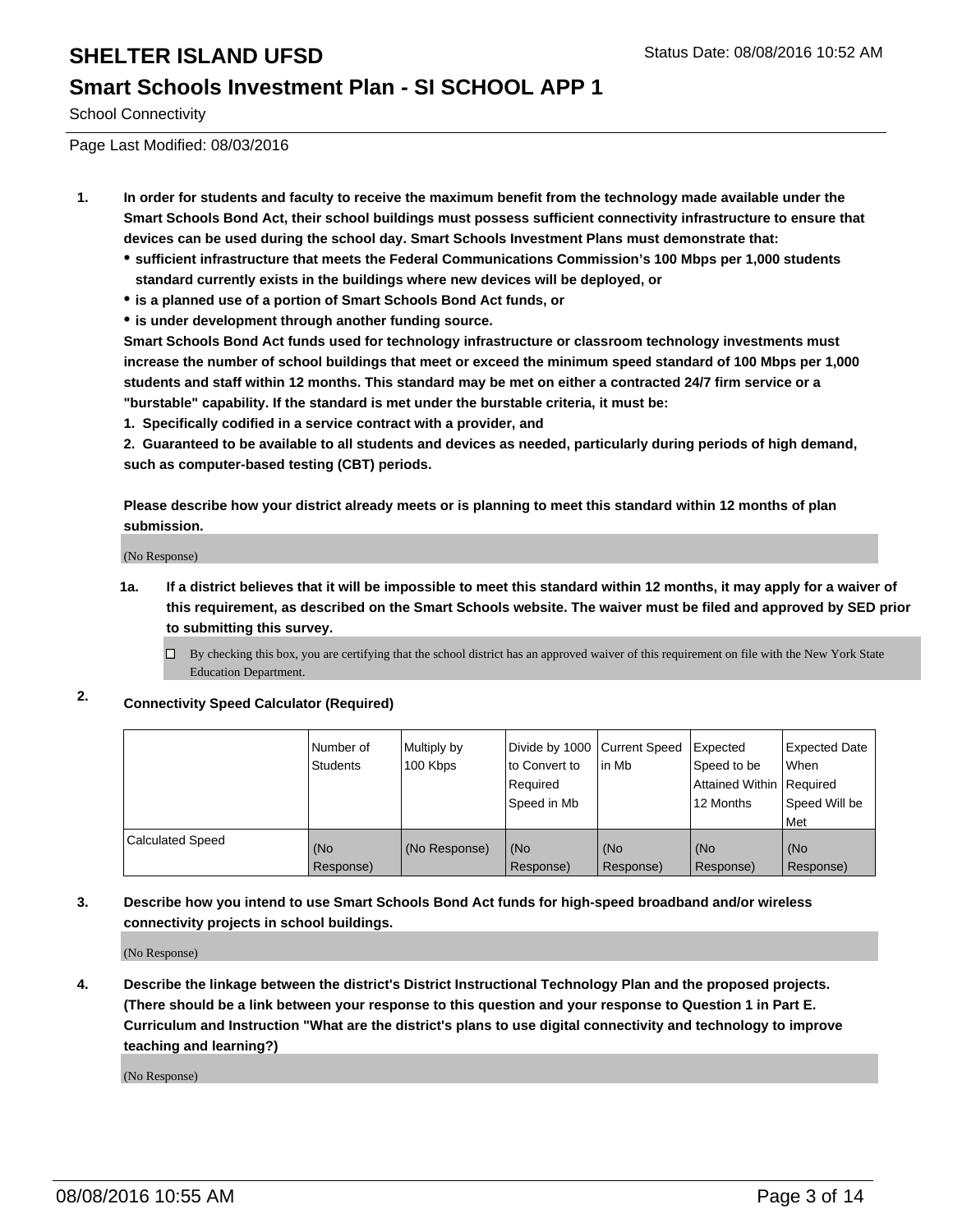# SHELTER ISLAND UFSD

Status Date: 08/08/2016 10:52 AM

## Smart Schools Investment Plan - SI SCHOOL APP 1

School Connectivity

Page Last Modified: 08/03/2016

1. **In order for students and faculty to receive the maximum benefit from the technology made available under the Smart Schools Bond Act, their school buildings must possess sufficient connectivity infrastructure to ensure that devices can be used during the school day. Smart Schools Investment Plans must demonstrate that:**
   - **sufficient infrastructure that meets the Federal Communications Commission's 100 Mbps per 1,000 students standard currently exists in the buildings where new devices will be deployed, or**
   - **is a planned use of a portion of Smart Schools Bond Act funds, or**
   - **is under development through another funding source.**

   **Smart Schools Bond Act funds used for technology infrastructure or classroom technology investments must increase the number of school buildings that meet or exceed the minimum speed standard of 100 Mbps per 1,000 students and staff within 12 months. This standard may be met on either a contracted 24/7 firm service or a "burstable" capability. If the standard is met under the burstable criteria, it must be:**

   **1. Specifically codified in a service contract with a provider, and**

   **2. Guaranteed to be available to all students and devices as needed, particularly during periods of high demand, such as computer-based testing (CBT) periods.**

   **Please describe how your district already meets or is planning to meet this standard within 12 months of plan submission.**

   (No Response)

   **1a. If a district believes that it will be impossible to meet this standard within 12 months, it may apply for a waiver of this requirement, as described on the Smart Schools website. The waiver must be filed and approved by SED prior to submitting this survey.**

   ☐ By checking this box, you are certifying that the school district has an approved waiver of this requirement on file with the New York State Education Department.

2. **Connectivity Speed Calculator (Required)**

|  | Number of Students | Multiply by 100 Kbps | Divide by 1000 to Convert to Required Speed in Mb | Current Speed in Mb | Expected Speed to be Attained Within 12 Months | Expected Date When Required Speed Will be Met |
|---|---|---|---|---|---|---|
| Calculated Speed | (No Response) | (No Response) | (No Response) | (No Response) | (No Response) | (No Response) |

3. **Describe how you intend to use Smart Schools Bond Act funds for high-speed broadband and/or wireless connectivity projects in school buildings.**

   (No Response)

4. **Describe the linkage between the district's District Instructional Technology Plan and the proposed projects. (There should be a link between your response to this question and your response to Question 1 in Part E. Curriculum and Instruction "What are the district's plans to use digital connectivity and technology to improve teaching and learning?)**

   (No Response)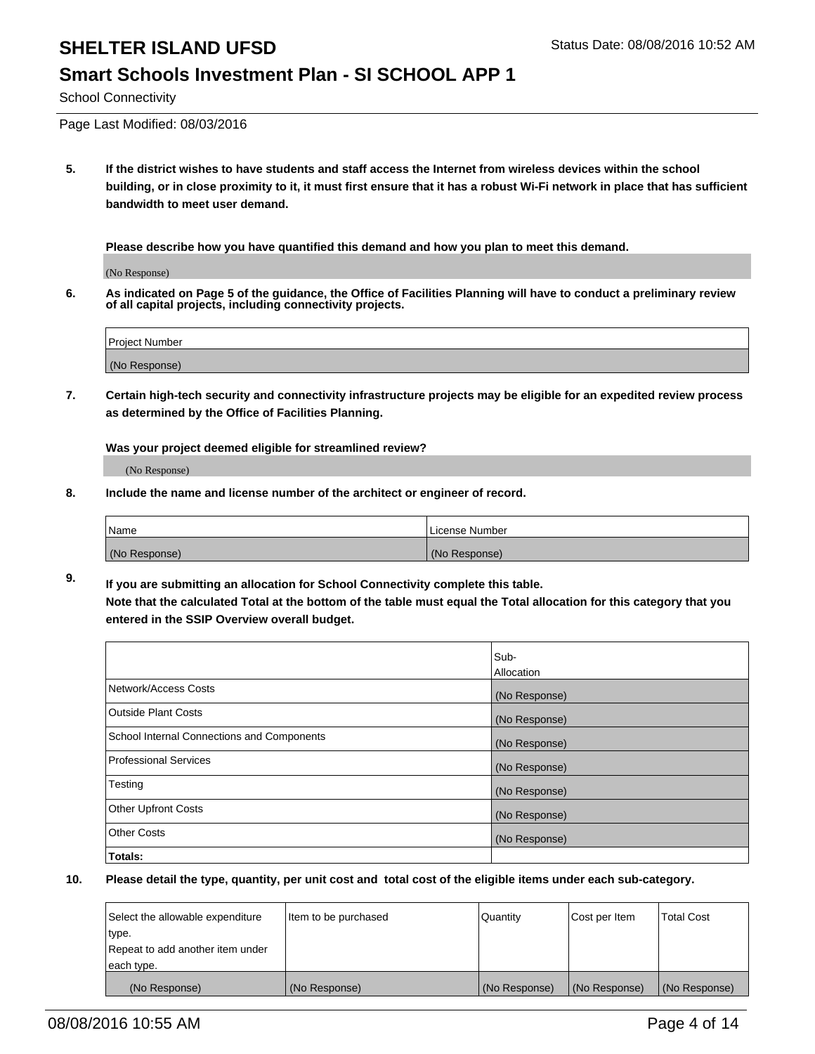# SHELTER ISLAND UFSD

Status Date: 08/08/2016 10:52 AM

## Smart Schools Investment Plan - SI SCHOOL APP 1

School Connectivity

Page Last Modified: 08/03/2016

**5. If the district wishes to have students and staff access the Internet from wireless devices within the school building, or in close proximity to it, it must first ensure that it has a robust Wi-Fi network in place that has sufficient bandwidth to meet user demand.**

**Please describe how you have quantified this demand and how you plan to meet this demand.**

(No Response)

**6. As indicated on Page 5 of the guidance, the Office of Facilities Planning will have to conduct a preliminary review of all capital projects, including connectivity projects.**

| Project Number |
|---|
| (No Response) |

**7. Certain high-tech security and connectivity infrastructure projects may be eligible for an expedited review process as determined by the Office of Facilities Planning.**

**Was your project deemed eligible for streamlined review?**

(No Response)

**8. Include the name and license number of the architect or engineer of record.**

| Name | License Number |
|---|---|
| (No Response) | (No Response) |

**9. If you are submitting an allocation for School Connectivity complete this table.**
**Note that the calculated Total at the bottom of the table must equal the Total allocation for this category that you entered in the SSIP Overview overall budget.**

| | Sub-Allocation |
|---|---|
| Network/Access Costs | (No Response) |
| Outside Plant Costs | (No Response) |
| School Internal Connections and Components | (No Response) |
| Professional Services | (No Response) |
| Testing | (No Response) |
| Other Upfront Costs | (No Response) |
| Other Costs | (No Response) |
| **Totals:** | |

**10. Please detail the type, quantity, per unit cost and total cost of the eligible items under each sub-category.**

| Select the allowable expenditure type. Repeat to add another item under each type. | Item to be purchased | Quantity | Cost per Item | Total Cost |
|---|---|---|---|---|
| (No Response) | (No Response) | (No Response) | (No Response) | (No Response) |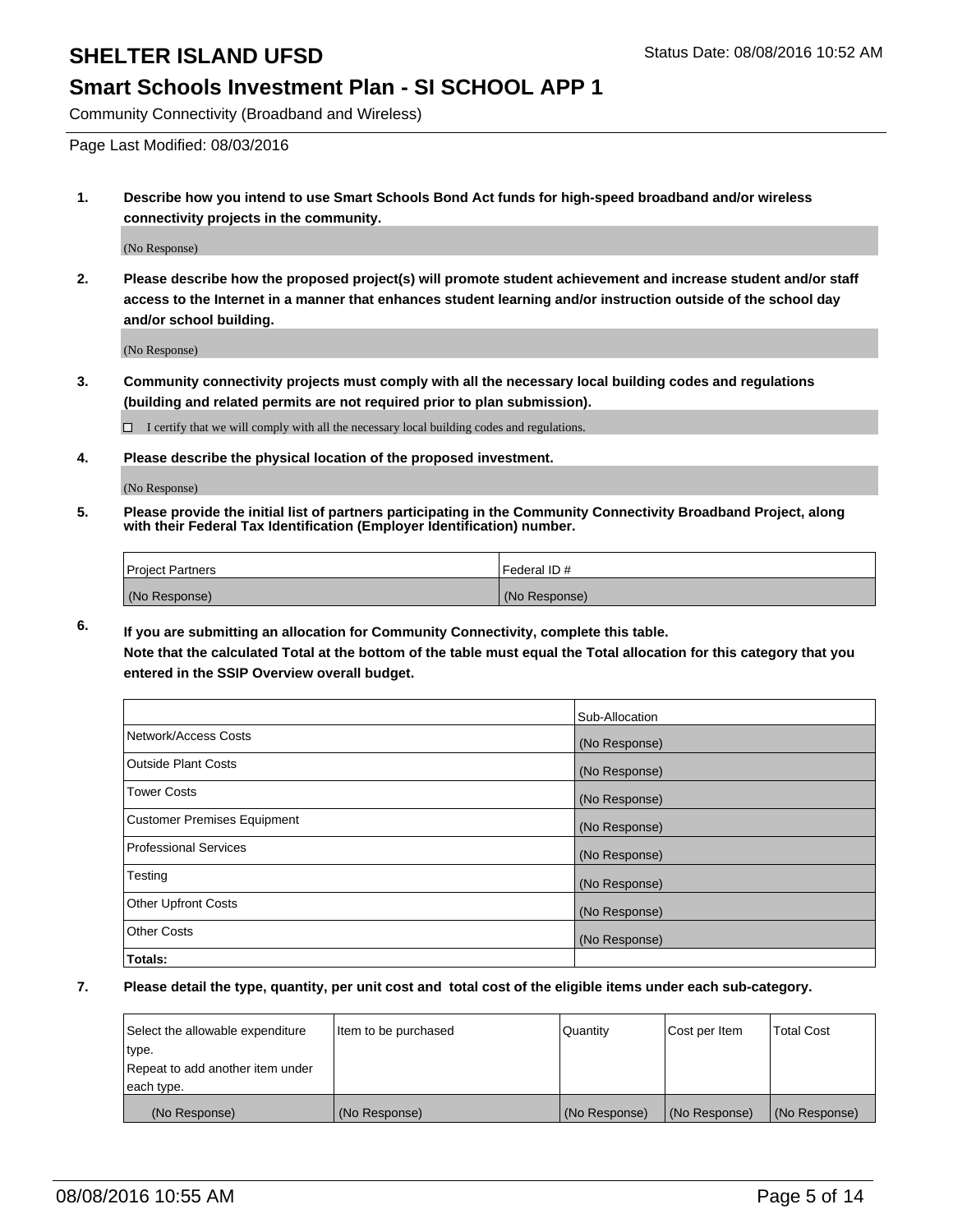# SHELTER ISLAND UFSD

Status Date: 08/08/2016 10:52 AM

## Smart Schools Investment Plan - SI SCHOOL APP 1

Community Connectivity (Broadband and Wireless)

Page Last Modified: 08/03/2016

1. **Describe how you intend to use Smart Schools Bond Act funds for high-speed broadband and/or wireless connectivity projects in the community.**

   (No Response)

2. **Please describe how the proposed project(s) will promote student achievement and increase student and/or staff access to the Internet in a manner that enhances student learning and/or instruction outside of the school day and/or school building.**

   (No Response)

3. **Community connectivity projects must comply with all the necessary local building codes and regulations (building and related permits are not required prior to plan submission).**

   ☐ I certify that we will comply with all the necessary local building codes and regulations.

4. **Please describe the physical location of the proposed investment.**

   (No Response)

5. **Please provide the initial list of partners participating in the Community Connectivity Broadband Project, along with their Federal Tax Identification (Employer Identification) number.**

| Project Partners | Federal ID # |
|---|---|
| (No Response) | (No Response) |

6. **If you are submitting an allocation for Community Connectivity, complete this table.**
   **Note that the calculated Total at the bottom of the table must equal the Total allocation for this category that you entered in the SSIP Overview overall budget.**

| | Sub-Allocation |
|---|---|
| Network/Access Costs | (No Response) |
| Outside Plant Costs | (No Response) |
| Tower Costs | (No Response) |
| Customer Premises Equipment | (No Response) |
| Professional Services | (No Response) |
| Testing | (No Response) |
| Other Upfront Costs | (No Response) |
| Other Costs | (No Response) |
| **Totals:** | |

7. **Please detail the type, quantity, per unit cost and total cost of the eligible items under each sub-category.**

| Select the allowable expenditure type. Repeat to add another item under each type. | Item to be purchased | Quantity | Cost per Item | Total Cost |
|---|---|---|---|---|
| (No Response) | (No Response) | (No Response) | (No Response) | (No Response) |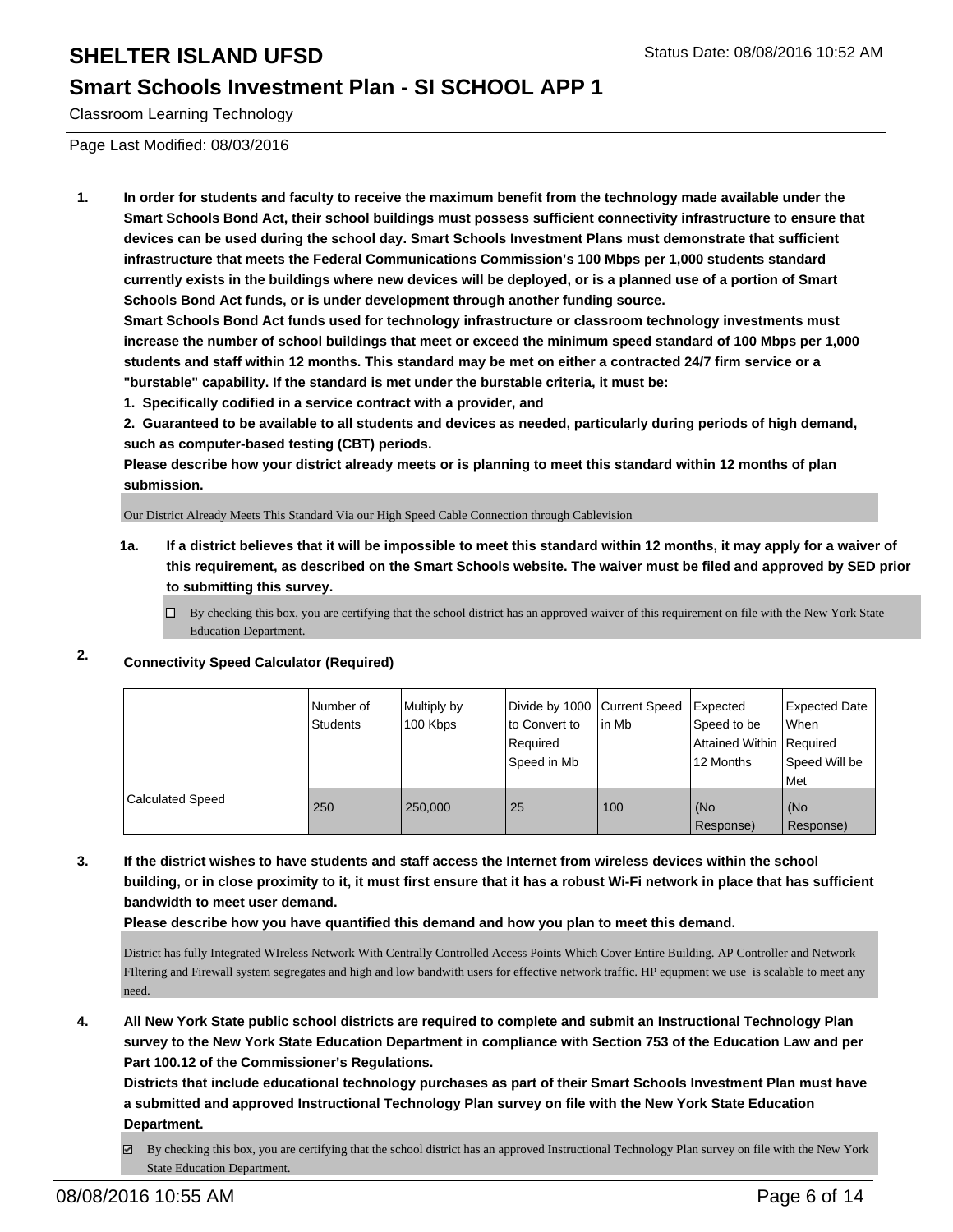# SHELTER ISLAND UFSD

Status Date: 08/08/2016 10:52 AM

## Smart Schools Investment Plan - SI SCHOOL APP 1

Classroom Learning Technology

Page Last Modified: 08/03/2016

1. **In order for students and faculty to receive the maximum benefit from the technology made available under the Smart Schools Bond Act, their school buildings must possess sufficient connectivity infrastructure to ensure that devices can be used during the school day. Smart Schools Investment Plans must demonstrate that sufficient infrastructure that meets the Federal Communications Commission's 100 Mbps per 1,000 students standard currently exists in the buildings where new devices will be deployed, or is a planned use of a portion of Smart Schools Bond Act funds, or is under development through another funding source.**

   **Smart Schools Bond Act funds used for technology infrastructure or classroom technology investments must increase the number of school buildings that meet or exceed the minimum speed standard of 100 Mbps per 1,000 students and staff within 12 months. This standard may be met on either a contracted 24/7 firm service or a "burstable" capability. If the standard is met under the burstable criteria, it must be:**

   **1. Specifically codified in a service contract with a provider, and**

   **2. Guaranteed to be available to all students and devices as needed, particularly during periods of high demand, such as computer-based testing (CBT) periods.**

   **Please describe how your district already meets or is planning to meet this standard within 12 months of plan submission.**

   Our District Already Meets This Standard Via our High Speed Cable Connection through Cablevision

   **1a. If a district believes that it will be impossible to meet this standard within 12 months, it may apply for a waiver of this requirement, as described on the Smart Schools website. The waiver must be filed and approved by SED prior to submitting this survey.**

   ☐ By checking this box, you are certifying that the school district has an approved waiver of this requirement on file with the New York State Education Department.

2. **Connectivity Speed Calculator (Required)**

| | Number of Students | Multiply by 100 Kbps | Divide by 1000 to Convert to Required Speed in Mb | Current Speed in Mb | Expected Speed to be Attained Within 12 Months | Expected Date When Required Speed Will be Met |
|---|---|---|---|---|---|---|
| Calculated Speed | 250 | 250,000 | 25 | 100 | (No Response) | (No Response) |

3. **If the district wishes to have students and staff access the Internet from wireless devices within the school building, or in close proximity to it, it must first ensure that it has a robust Wi-Fi network in place that has sufficient bandwidth to meet user demand.**

   **Please describe how you have quantified this demand and how you plan to meet this demand.**

   District has fully Integrated WIreless Network With Centrally Controlled Access Points Which Cover Entire Building. AP Controller and Network FIltering and Firewall system segregates and high and low bandwith users for effective network traffic. HP equpment we use is scalable to meet any need.

4. **All New York State public school districts are required to complete and submit an Instructional Technology Plan survey to the New York State Education Department in compliance with Section 753 of the Education Law and per Part 100.12 of the Commissioner's Regulations.**

   **Districts that include educational technology purchases as part of their Smart Schools Investment Plan must have a submitted and approved Instructional Technology Plan survey on file with the New York State Education Department.**

   ☑ By checking this box, you are certifying that the school district has an approved Instructional Technology Plan survey on file with the New York State Education Department.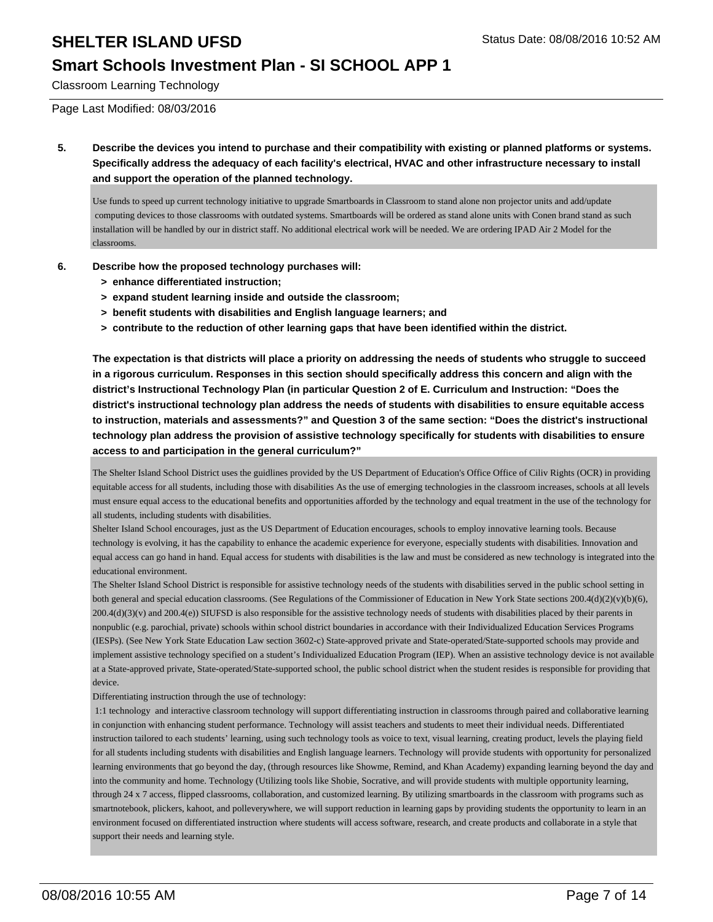# SHELTER ISLAND UFSD

## Smart Schools Investment Plan - SI SCHOOL APP 1

Classroom Learning Technology

Page Last Modified: 08/03/2016

**5. Describe the devices you intend to purchase and their compatibility with existing or planned platforms or systems. Specifically address the adequacy of each facility's electrical, HVAC and other infrastructure necessary to install and support the operation of the planned technology.**

Use funds to speed up current technology initiative to upgrade Smartboards in Classroom to stand alone non projector units and add/update computing devices to those classrooms with outdated systems. Smartboards will be ordered as stand alone units with Conen brand stand as such installation will be handled by our in district staff. No additional electrical work will be needed. We are ordering IPAD Air 2 Model for the classrooms.

**6. Describe how the proposed technology purchases will:**

- **> enhance differentiated instruction;**
- **> expand student learning inside and outside the classroom;**
- **> benefit students with disabilities and English language learners; and**
- **> contribute to the reduction of other learning gaps that have been identified within the district.**

**The expectation is that districts will place a priority on addressing the needs of students who struggle to succeed in a rigorous curriculum. Responses in this section should specifically address this concern and align with the district's Instructional Technology Plan (in particular Question 2 of E. Curriculum and Instruction: "Does the district's instructional technology plan address the needs of students with disabilities to ensure equitable access to instruction, materials and assessments?" and Question 3 of the same section: "Does the district's instructional technology plan address the provision of assistive technology specifically for students with disabilities to ensure access to and participation in the general curriculum?"**

The Shelter Island School District uses the guidlines provided by the US Department of Education's Office Office of Ciliv Rights (OCR) in providing equitable access for all students, including those with disabilities As the use of emerging technologies in the classroom increases, schools at all levels must ensure equal access to the educational benefits and opportunities afforded by the technology and equal treatment in the use of the technology for all students, including students with disabilities.

Shelter Island School encourages, just as the US Department of Education encourages, schools to employ innovative learning tools. Because technology is evolving, it has the capability to enhance the academic experience for everyone, especially students with disabilities. Innovation and equal access can go hand in hand. Equal access for students with disabilities is the law and must be considered as new technology is integrated into the educational environment.

The Shelter Island School District is responsible for assistive technology needs of the students with disabilities served in the public school setting in both general and special education classrooms. (See Regulations of the Commissioner of Education in New York State sections 200.4(d)(2)(v)(b)(6), 200.4(d)(3)(v) and 200.4(e)) SIUFSD is also responsible for the assistive technology needs of students with disabilities placed by their parents in nonpublic (e.g. parochial, private) schools within school district boundaries in accordance with their Individualized Education Services Programs (IESPs). (See New York State Education Law section 3602-c) State-approved private and State-operated/State-supported schools may provide and implement assistive technology specified on a student's Individualized Education Program (IEP). When an assistive technology device is not available at a State-approved private, State-operated/State-supported school, the public school district when the student resides is responsible for providing that device.

Differentiating instruction through the use of technology:

1:1 technology and interactive classroom technology will support differentiating instruction in classrooms through paired and collaborative learning in conjunction with enhancing student performance. Technology will assist teachers and students to meet their individual needs. Differentiated instruction tailored to each students' learning, using such technology tools as voice to text, visual learning, creating product, levels the playing field for all students including students with disabilities and English language learners. Technology will provide students with opportunity for personalized learning environments that go beyond the day, (through resources like Showme, Remind, and Khan Academy) expanding learning beyond the day and into the community and home. Technology (Utilizing tools like Shobie, Socrative, and will provide students with multiple opportunity learning, through 24 x 7 access, flipped classrooms, collaboration, and customized learning. By utilizing smartboards in the classroom with programs such as smartnotebook, plickers, kahoot, and polleverywhere, we will support reduction in learning gaps by providing students the opportunity to learn in an environment focused on differentiated instruction where students will access software, research, and create products and collaborate in a style that support their needs and learning style.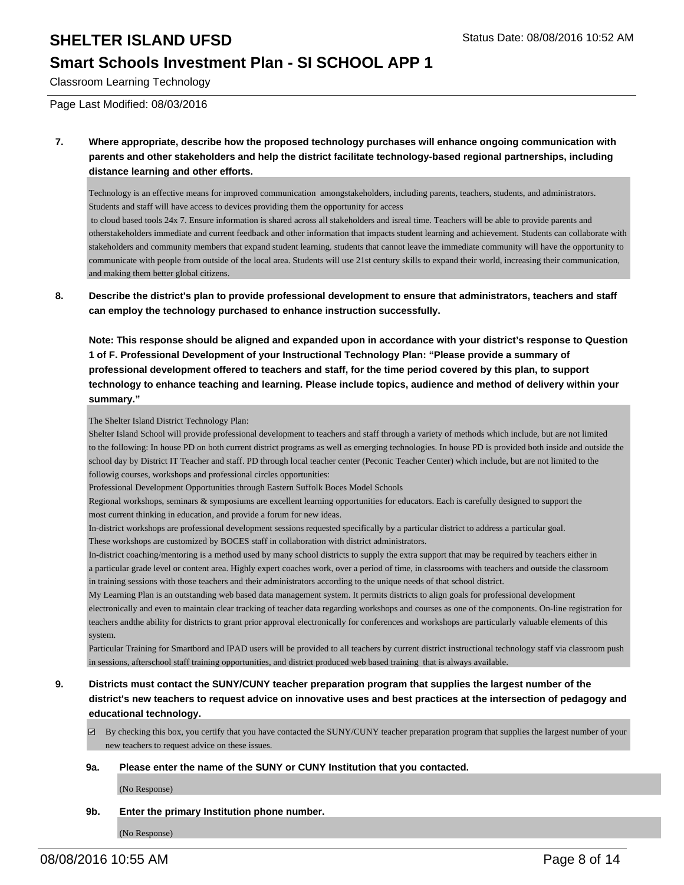# SHELTER ISLAND UFSD

Status Date: 08/08/2016 10:52 AM

## Smart Schools Investment Plan - SI SCHOOL APP 1

Classroom Learning Technology

Page Last Modified: 08/03/2016

**7. Where appropriate, describe how the proposed technology purchases will enhance ongoing communication with parents and other stakeholders and help the district facilitate technology-based regional partnerships, including distance learning and other efforts.**

Technology is an effective means for improved communication amongstakeholders, including parents, teachers, students, and administrators. Students and staff will have access to devices providing them the opportunity for access
to cloud based tools 24x 7. Ensure information is shared across all stakeholders and isreal time. Teachers will be able to provide parents and otherstakeholders immediate and current feedback and other information that impacts student learning and achievement. Students can collaborate with stakeholders and community members that expand student learning. students that cannot leave the immediate community will have the opportunity to communicate with people from outside of the local area. Students will use 21st century skills to expand their world, increasing their communication, and making them better global citizens.

**8. Describe the district's plan to provide professional development to ensure that administrators, teachers and staff can employ the technology purchased to enhance instruction successfully.**

**Note: This response should be aligned and expanded upon in accordance with your district's response to Question 1 of F. Professional Development of your Instructional Technology Plan: "Please provide a summary of professional development offered to teachers and staff, for the time period covered by this plan, to support technology to enhance teaching and learning. Please include topics, audience and method of delivery within your summary."**

The Shelter Island District Technology Plan:
Shelter Island School will provide professional development to teachers and staff through a variety of methods which include, but are not limited to the following: In house PD on both current district programs as well as emerging technologies. In house PD is provided both inside and outside the school day by District IT Teacher and staff. PD through local teacher center (Peconic Teacher Center) which include, but are not limited to the followig courses, workshops and professional circles opportunities:
Professional Development Opportunities through Eastern Suffolk Boces Model Schools
Regional workshops, seminars & symposiums are excellent learning opportunities for educators. Each is carefully designed to support the most current thinking in education, and provide a forum for new ideas.
In-district workshops are professional development sessions requested specifically by a particular district to address a particular goal. These workshops are customized by BOCES staff in collaboration with district administrators.
In-district coaching/mentoring is a method used by many school districts to supply the extra support that may be required by teachers either in a particular grade level or content area. Highly expert coaches work, over a period of time, in classrooms with teachers and outside the classroom in training sessions with those teachers and their administrators according to the unique needs of that school district.
My Learning Plan is an outstanding web based data management system. It permits districts to align goals for professional development electronically and even to maintain clear tracking of teacher data regarding workshops and courses as one of the components. On-line registration for teachers andthe ability for districts to grant prior approval electronically for conferences and workshops are particularly valuable elements of this system.
Particular Training for Smartbord and IPAD users will be provided to all teachers by current district instructional technology staff via classroom push in sessions, afterschool staff training opportunities, and district produced web based training that is always available.

**9. Districts must contact the SUNY/CUNY teacher preparation program that supplies the largest number of the district's new teachers to request advice on innovative uses and best practices at the intersection of pedagogy and educational technology.**

☑ By checking this box, you certify that you have contacted the SUNY/CUNY teacher preparation program that supplies the largest number of your new teachers to request advice on these issues.

**9a. Please enter the name of the SUNY or CUNY Institution that you contacted.**

(No Response)

**9b. Enter the primary Institution phone number.**

(No Response)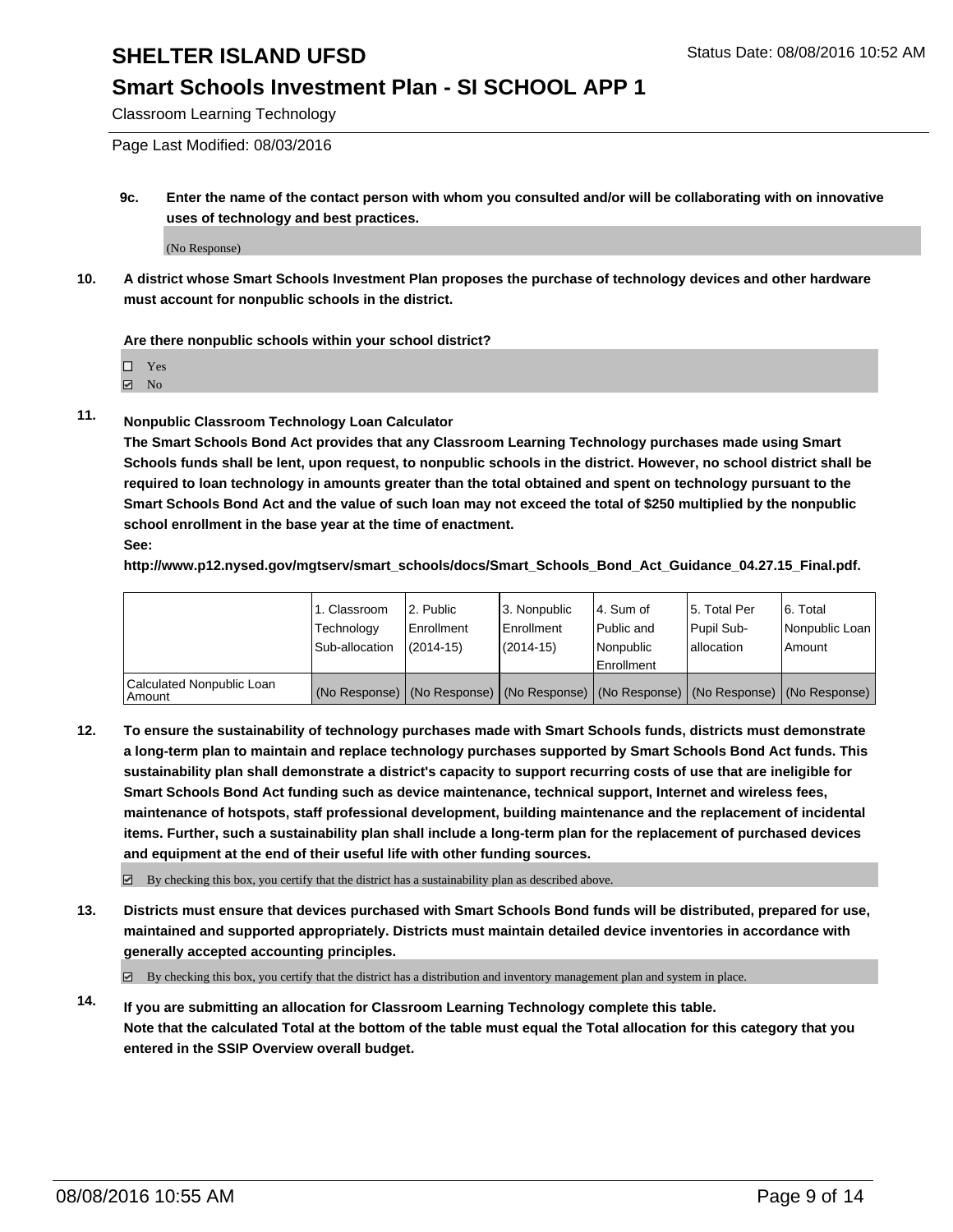# SHELTER ISLAND UFSD

Status Date: 08/08/2016 10:52 AM

## Smart Schools Investment Plan - SI SCHOOL APP 1

Classroom Learning Technology

Page Last Modified: 08/03/2016

**9c. Enter the name of the contact person with whom you consulted and/or will be collaborating with on innovative uses of technology and best practices.**

(No Response)

**10. A district whose Smart Schools Investment Plan proposes the purchase of technology devices and other hardware must account for nonpublic schools in the district.**

**Are there nonpublic schools within your school district?**

- ☐ Yes
- ☑ No

**11. Nonpublic Classroom Technology Loan Calculator**

**The Smart Schools Bond Act provides that any Classroom Learning Technology purchases made using Smart Schools funds shall be lent, upon request, to nonpublic schools in the district. However, no school district shall be required to loan technology in amounts greater than the total obtained and spent on technology pursuant to the Smart Schools Bond Act and the value of such loan may not exceed the total of $250 multiplied by the nonpublic school enrollment in the base year at the time of enactment.**

**See:**

**http://www.p12.nysed.gov/mgtserv/smart_schools/docs/Smart_Schools_Bond_Act_Guidance_04.27.15_Final.pdf.**

| | 1. Classroom Technology Sub-allocation | 2. Public Enrollment (2014-15) | 3. Nonpublic Enrollment (2014-15) | 4. Sum of Public and Nonpublic Enrollment | 5. Total Per Pupil Sub-allocation | 6. Total Nonpublic Loan Amount |
|---|---|---|---|---|---|---|
| Calculated Nonpublic Loan Amount | (No Response) | (No Response) | (No Response) | (No Response) | (No Response) | (No Response) |

**12. To ensure the sustainability of technology purchases made with Smart Schools funds, districts must demonstrate a long-term plan to maintain and replace technology purchases supported by Smart Schools Bond Act funds. This sustainability plan shall demonstrate a district's capacity to support recurring costs of use that are ineligible for Smart Schools Bond Act funding such as device maintenance, technical support, Internet and wireless fees, maintenance of hotspots, staff professional development, building maintenance and the replacement of incidental items. Further, such a sustainability plan shall include a long-term plan for the replacement of purchased devices and equipment at the end of their useful life with other funding sources.**

☑ By checking this box, you certify that the district has a sustainability plan as described above.

**13. Districts must ensure that devices purchased with Smart Schools Bond funds will be distributed, prepared for use, maintained and supported appropriately. Districts must maintain detailed device inventories in accordance with generally accepted accounting principles.**

☑ By checking this box, you certify that the district has a distribution and inventory management plan and system in place.

**14. If you are submitting an allocation for Classroom Learning Technology complete this table. Note that the calculated Total at the bottom of the table must equal the Total allocation for this category that you entered in the SSIP Overview overall budget.**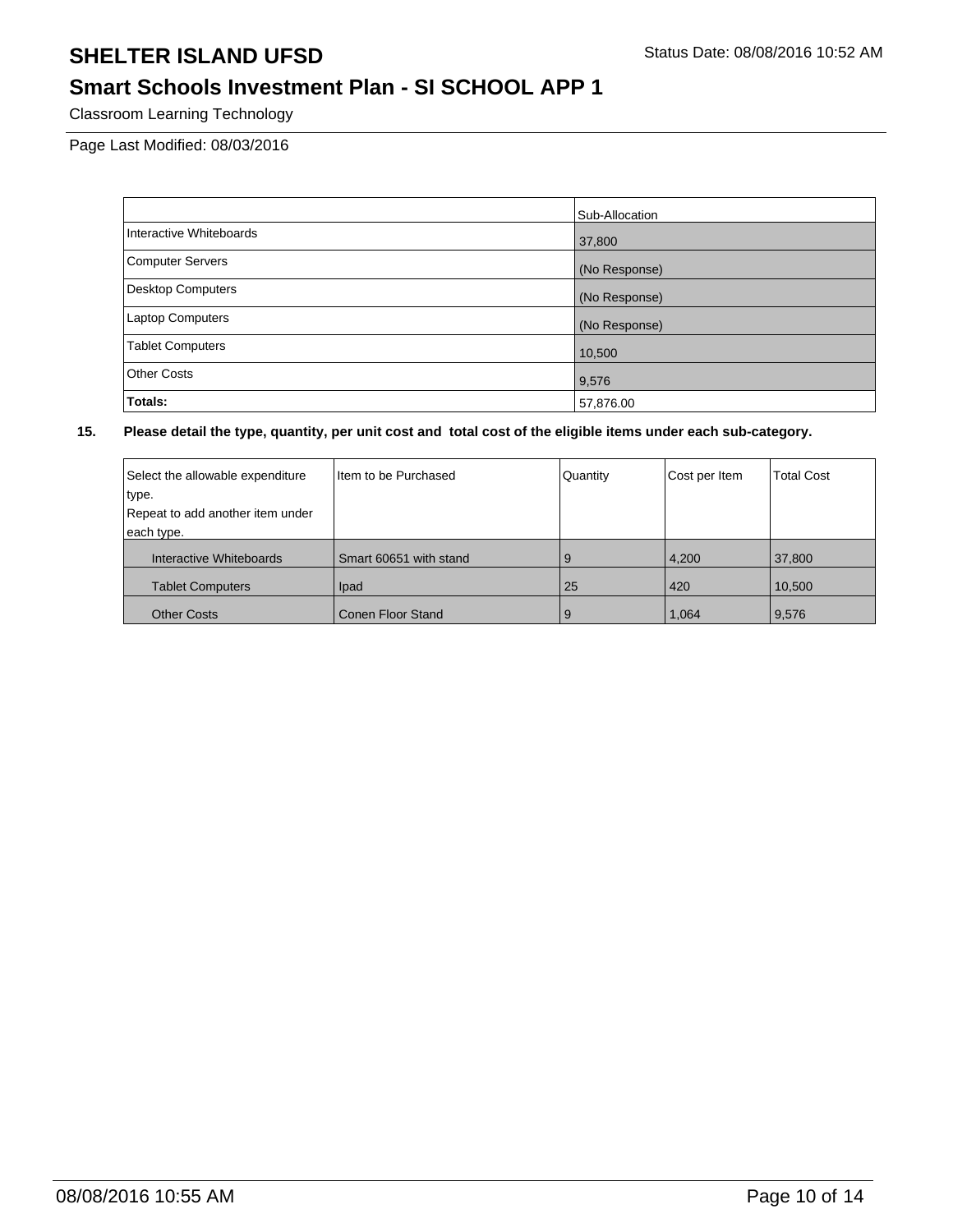# SHELTER ISLAND UFSD

Status Date: 08/08/2016 10:52 AM

## Smart Schools Investment Plan - SI SCHOOL APP 1

Classroom Learning Technology

Page Last Modified: 08/03/2016

| | Sub-Allocation |
|---|---|
| Interactive Whiteboards | 37,800 |
| Computer Servers | (No Response) |
| Desktop Computers | (No Response) |
| Laptop Computers | (No Response) |
| Tablet Computers | 10,500 |
| Other Costs | 9,576 |
| **Totals:** | 57,876.00 |

**15. Please detail the type, quantity, per unit cost and total cost of the eligible items under each sub-category.**

| Select the allowable expenditure type. Repeat to add another item under each type. | Item to be Purchased | Quantity | Cost per Item | Total Cost |
|---|---|---|---|---|
| Interactive Whiteboards | Smart 60651 with stand | 9 | 4,200 | 37,800 |
| Tablet Computers | Ipad | 25 | 420 | 10,500 |
| Other Costs | Conen Floor Stand | 9 | 1,064 | 9,576 |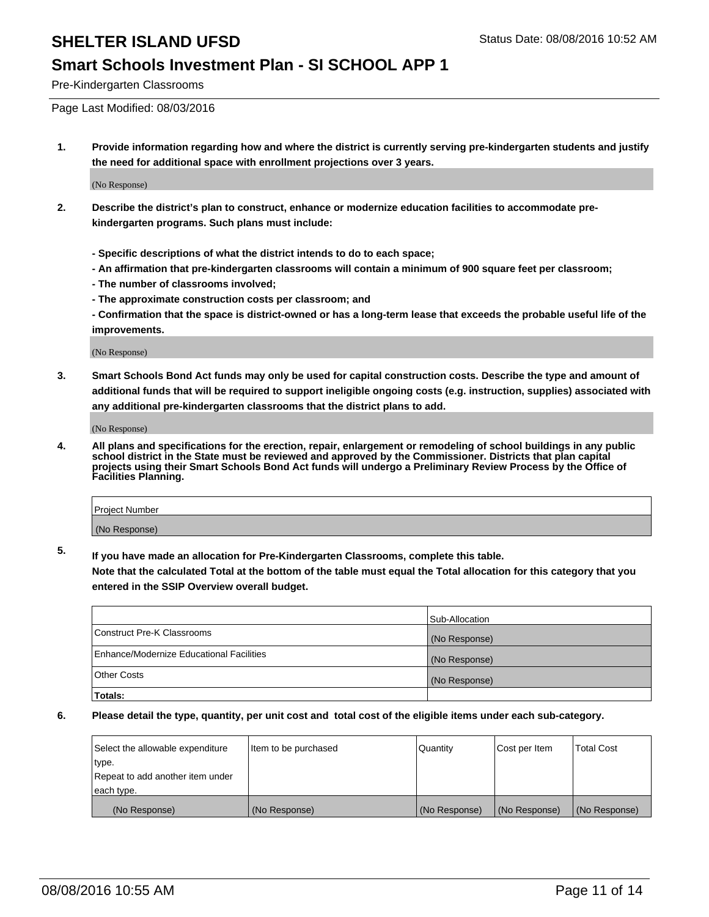# SHELTER ISLAND UFSD

Status Date: 08/08/2016 10:52 AM

## Smart Schools Investment Plan - SI SCHOOL APP 1

Pre-Kindergarten Classrooms

Page Last Modified: 08/03/2016

**1. Provide information regarding how and where the district is currently serving pre-kindergarten students and justify the need for additional space with enrollment projections over 3 years.**

(No Response)

**2. Describe the district's plan to construct, enhance or modernize education facilities to accommodate pre-kindergarten programs. Such plans must include:**

**- Specific descriptions of what the district intends to do to each space;**
**- An affirmation that pre-kindergarten classrooms will contain a minimum of 900 square feet per classroom;**
**- The number of classrooms involved;**
**- The approximate construction costs per classroom; and**
**- Confirmation that the space is district-owned or has a long-term lease that exceeds the probable useful life of the improvements.**

(No Response)

**3. Smart Schools Bond Act funds may only be used for capital construction costs. Describe the type and amount of additional funds that will be required to support ineligible ongoing costs (e.g. instruction, supplies) associated with any additional pre-kindergarten classrooms that the district plans to add.**

(No Response)

**4. All plans and specifications for the erection, repair, enlargement or remodeling of school buildings in any public school district in the State must be reviewed and approved by the Commissioner. Districts that plan capital projects using their Smart Schools Bond Act funds will undergo a Preliminary Review Process by the Office of Facilities Planning.**

| Project Number |
|---|
| (No Response) |

**5. If you have made an allocation for Pre-Kindergarten Classrooms, complete this table.**
**Note that the calculated Total at the bottom of the table must equal the Total allocation for this category that you entered in the SSIP Overview overall budget.**

| | Sub-Allocation |
|---|---|
| Construct Pre-K Classrooms | (No Response) |
| Enhance/Modernize Educational Facilities | (No Response) |
| Other Costs | (No Response) |
| **Totals:** | |

**6. Please detail the type, quantity, per unit cost and total cost of the eligible items under each sub-category.**

| Select the allowable expenditure type. Repeat to add another item under each type. | Item to be purchased | Quantity | Cost per Item | Total Cost |
|---|---|---|---|---|
| (No Response) | (No Response) | (No Response) | (No Response) | (No Response) |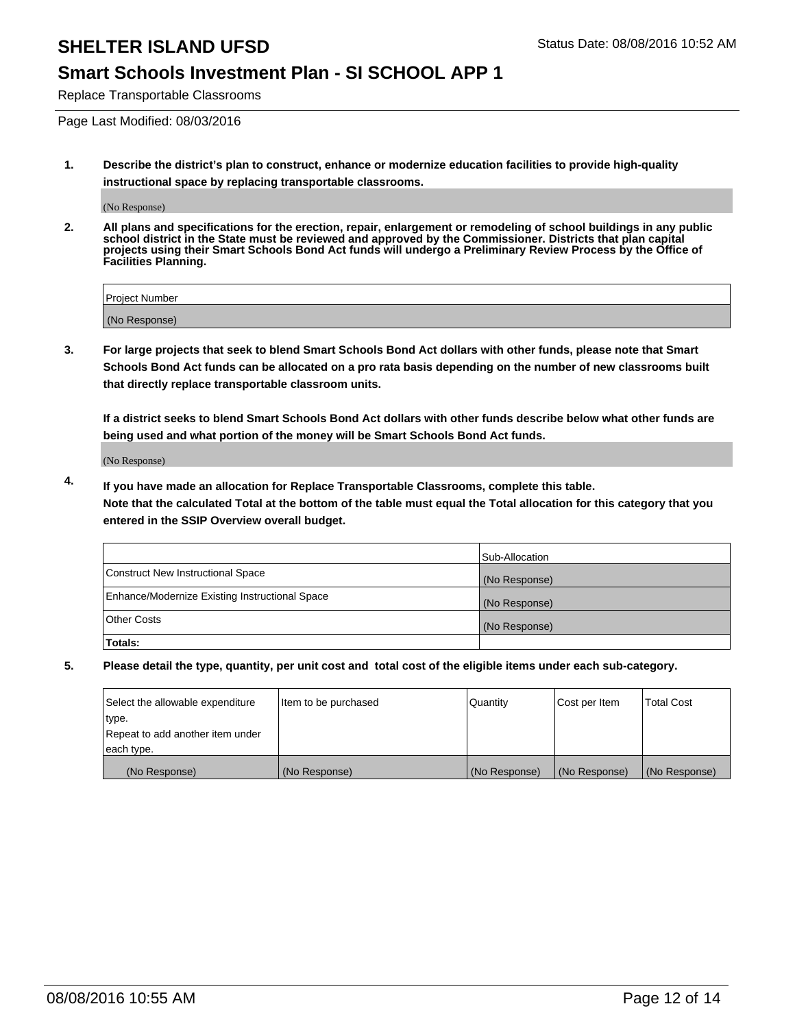# SHELTER ISLAND UFSD

Status Date: 08/08/2016 10:52 AM

## Smart Schools Investment Plan - SI SCHOOL APP 1

Replace Transportable Classrooms

Page Last Modified: 08/03/2016

**1. Describe the district's plan to construct, enhance or modernize education facilities to provide high-quality instructional space by replacing transportable classrooms.**

(No Response)

**2. All plans and specifications for the erection, repair, enlargement or remodeling of school buildings in any public school district in the State must be reviewed and approved by the Commissioner. Districts that plan capital projects using their Smart Schools Bond Act funds will undergo a Preliminary Review Process by the Office of Facilities Planning.**

| Project Number |
| --- |
| (No Response) |

**3. For large projects that seek to blend Smart Schools Bond Act dollars with other funds, please note that Smart Schools Bond Act funds can be allocated on a pro rata basis depending on the number of new classrooms built that directly replace transportable classroom units.**

**If a district seeks to blend Smart Schools Bond Act dollars with other funds describe below what other funds are being used and what portion of the money will be Smart Schools Bond Act funds.**

(No Response)

**4. If you have made an allocation for Replace Transportable Classrooms, complete this table. Note that the calculated Total at the bottom of the table must equal the Total allocation for this category that you entered in the SSIP Overview overall budget.**

| | Sub-Allocation |
| --- | --- |
| Construct New Instructional Space | (No Response) |
| Enhance/Modernize Existing Instructional Space | (No Response) |
| Other Costs | (No Response) |
| **Totals:** | |

**5. Please detail the type, quantity, per unit cost and total cost of the eligible items under each sub-category.**

| Select the allowable expenditure type. Repeat to add another item under each type. | Item to be purchased | Quantity | Cost per Item | Total Cost |
| --- | --- | --- | --- | --- |
| (No Response) | (No Response) | (No Response) | (No Response) | (No Response) |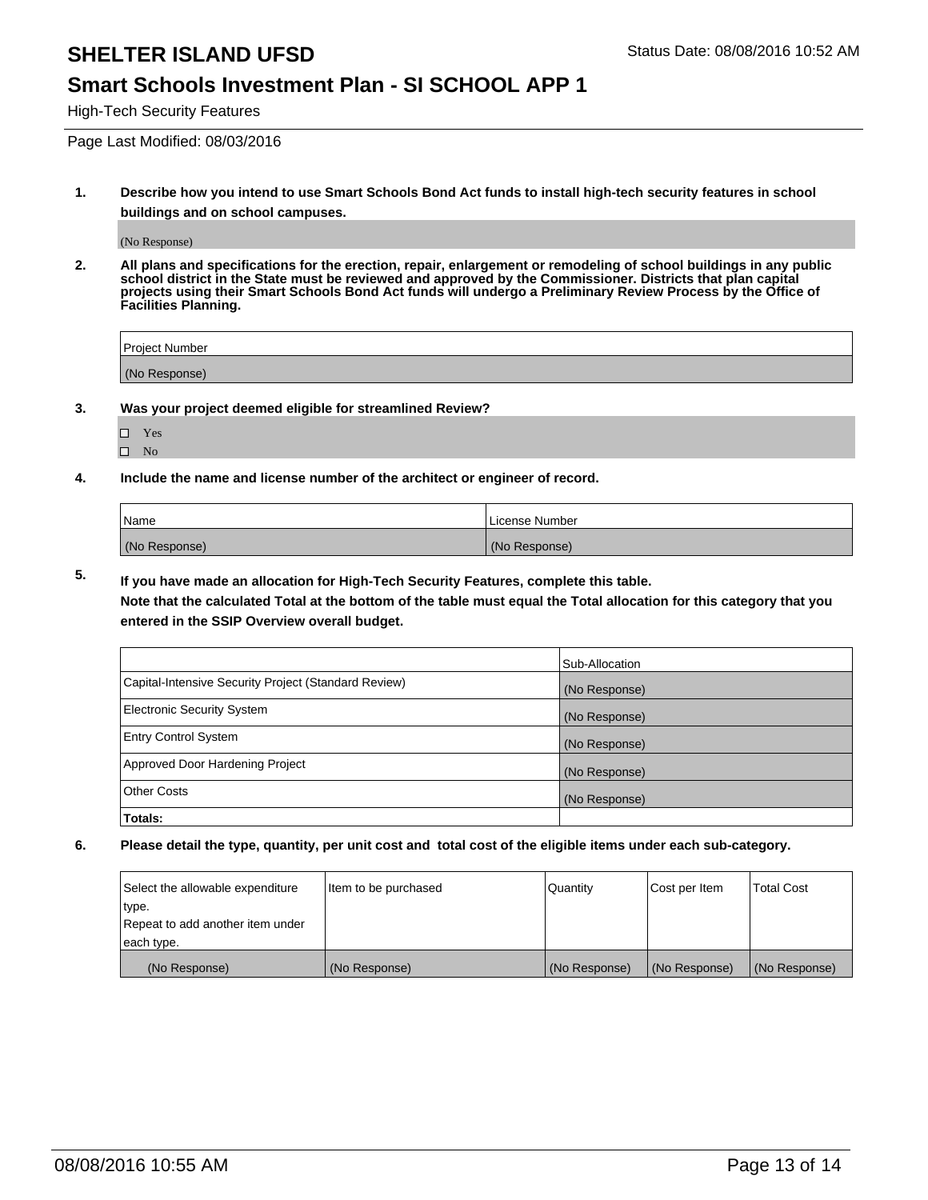# SHELTER ISLAND UFSD

Status Date: 08/08/2016 10:52 AM

## Smart Schools Investment Plan - SI SCHOOL APP 1

High-Tech Security Features

Page Last Modified: 08/03/2016

**1. Describe how you intend to use Smart Schools Bond Act funds to install high-tech security features in school buildings and on school campuses.**

(No Response)

**2. All plans and specifications for the erection, repair, enlargement or remodeling of school buildings in any public school district in the State must be reviewed and approved by the Commissioner. Districts that plan capital projects using their Smart Schools Bond Act funds will undergo a Preliminary Review Process by the Office of Facilities Planning.**

| Project Number |
| --- |
| (No Response) |

**3. Was your project deemed eligible for streamlined Review?**

- ☐ Yes
- ☐ No

**4. Include the name and license number of the architect or engineer of record.**

| Name | License Number |
| --- | --- |
| (No Response) | (No Response) |

**5. If you have made an allocation for High-Tech Security Features, complete this table.**
**Note that the calculated Total at the bottom of the table must equal the Total allocation for this category that you entered in the SSIP Overview overall budget.**

| | Sub-Allocation |
| --- | --- |
| Capital-Intensive Security Project (Standard Review) | (No Response) |
| Electronic Security System | (No Response) |
| Entry Control System | (No Response) |
| Approved Door Hardening Project | (No Response) |
| Other Costs | (No Response) |
| **Totals:** | |

**6. Please detail the type, quantity, per unit cost and total cost of the eligible items under each sub-category.**

| Select the allowable expenditure type. Repeat to add another item under each type. | Item to be purchased | Quantity | Cost per Item | Total Cost |
| --- | --- | --- | --- | --- |
| (No Response) | (No Response) | (No Response) | (No Response) | (No Response) |